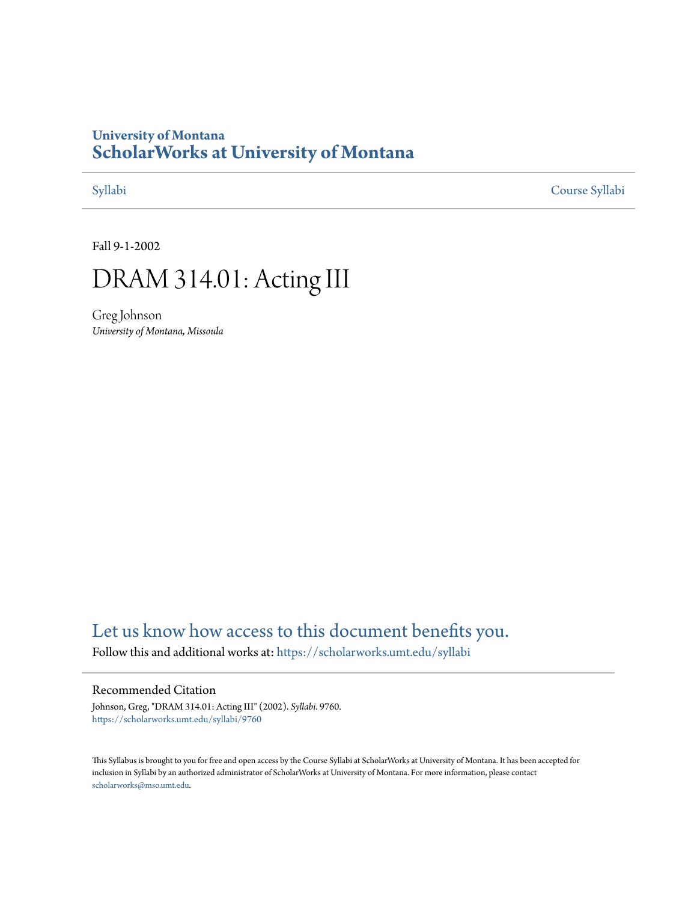University of Montana

# ScholarWorks at University of Montana

Syllabi | Course Syllabi

Fall 9-1-2002

# DRAM 314.01: Acting III

Greg Johnson
*University of Montana, Missoula*

## Let us know how access to this document benefits you.

Follow this and additional works at: https://scholarworks.umt.edu/syllabi

### Recommended Citation

Johnson, Greg, "DRAM 314.01: Acting III" (2002). *Syllabi*. 9760.
https://scholarworks.umt.edu/syllabi/9760

This Syllabus is brought to you for free and open access by the Course Syllabi at ScholarWorks at University of Montana. It has been accepted for inclusion in Syllabi by an authorized administrator of ScholarWorks at University of Montana. For more information, please contact scholarworks@mso.umt.edu.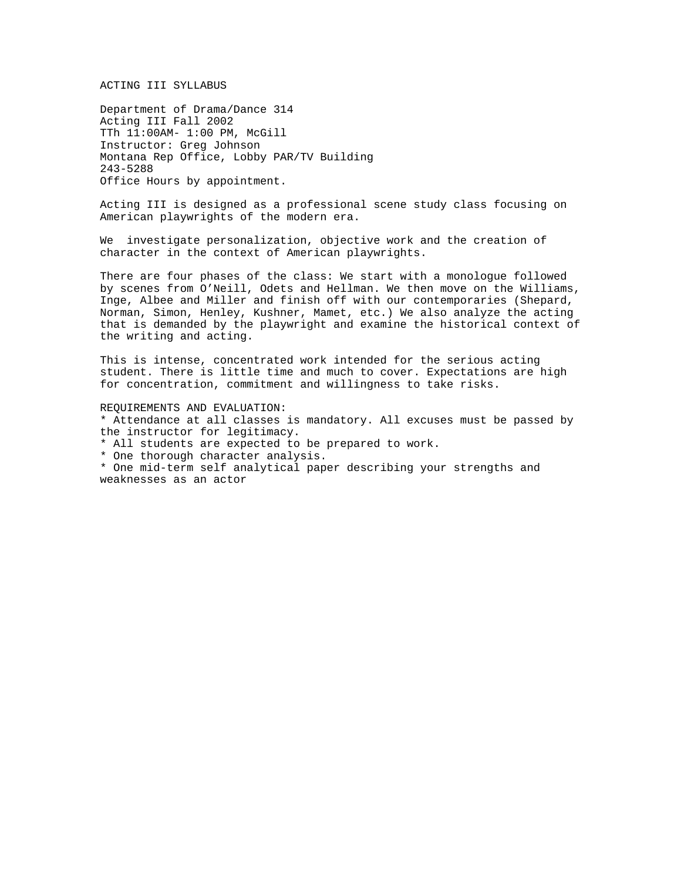# ACTING III SYLLABUS

Department of Drama/Dance 314
Acting III Fall 2002
TTh 11:00AM- 1:00 PM, McGill
Instructor: Greg Johnson
Montana Rep Office, Lobby PAR/TV Building
243-5288
Office Hours by appointment.

Acting III is designed as a professional scene study class focusing on American playwrights of the modern era.

We investigate personalization, objective work and the creation of character in the context of American playwrights.

There are four phases of the class: We start with a monologue followed by scenes from O'Neill, Odets and Hellman. We then move on the Williams, Inge, Albee and Miller and finish off with our contemporaries (Shepard, Norman, Simon, Henley, Kushner, Mamet, etc.) We also analyze the acting that is demanded by the playwright and examine the historical context of the writing and acting.

This is intense, concentrated work intended for the serious acting student. There is little time and much to cover. Expectations are high for concentration, commitment and willingness to take risks.

REQUIREMENTS AND EVALUATION:

* Attendance at all classes is mandatory. All excuses must be passed by the instructor for legitimacy.
* All students are expected to be prepared to work.
* One thorough character analysis.
* One mid-term self analytical paper describing your strengths and weaknesses as an actor